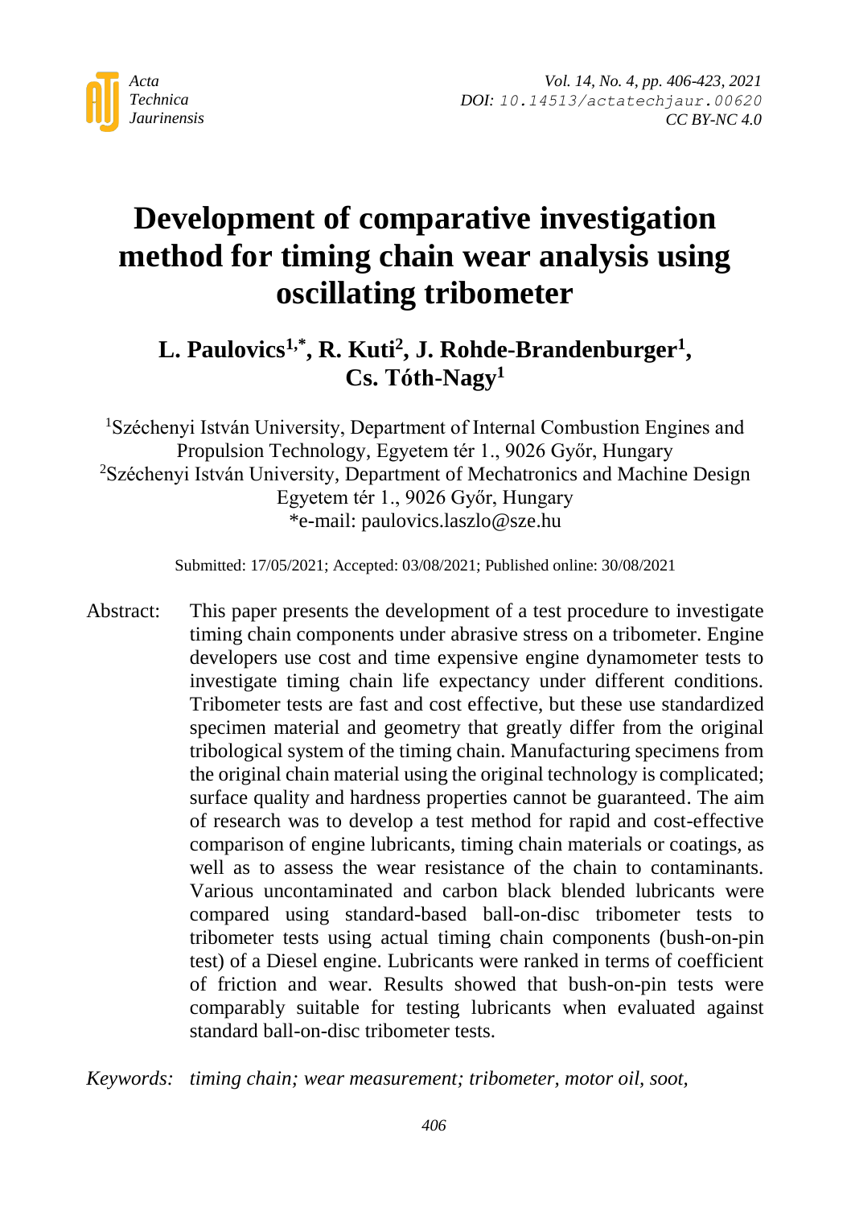# Development of comparative investigation method for timing chain wear analysis using oscillating tribometer

**L. Paulovics[1,*], R. Kuti[2], J. Rohde-Brandenburger[1], Cs. Tóth-Nagy[1]**

[1]Széchenyi István University, Department of Internal Combustion Engines and Propulsion Technology, Egyetem tér 1., 9026 Győr, Hungary
[2]Széchenyi István University, Department of Mechatronics and Machine Design Egyetem tér 1., 9026 Győr, Hungary
*e-mail: paulovics.laszlo@sze.hu

Submitted: 17/05/2021; Accepted: 03/08/2021; Published online: 30/08/2021

Abstract: This paper presents the development of a test procedure to investigate timing chain components under abrasive stress on a tribometer. Engine developers use cost and time expensive engine dynamometer tests to investigate timing chain life expectancy under different conditions. Tribometer tests are fast and cost effective, but these use standardized specimen material and geometry that greatly differ from the original tribological system of the timing chain. Manufacturing specimens from the original chain material using the original technology is complicated; surface quality and hardness properties cannot be guaranteed. The aim of research was to develop a test method for rapid and cost-effective comparison of engine lubricants, timing chain materials or coatings, as well as to assess the wear resistance of the chain to contaminants. Various uncontaminated and carbon black blended lubricants were compared using standard-based ball-on-disc tribometer tests to tribometer tests using actual timing chain components (bush-on-pin test) of a Diesel engine. Lubricants were ranked in terms of coefficient of friction and wear. Results showed that bush-on-pin tests were comparably suitable for testing lubricants when evaluated against standard ball-on-disc tribometer tests.

*Keywords: timing chain; wear measurement; tribometer, motor oil, soot,*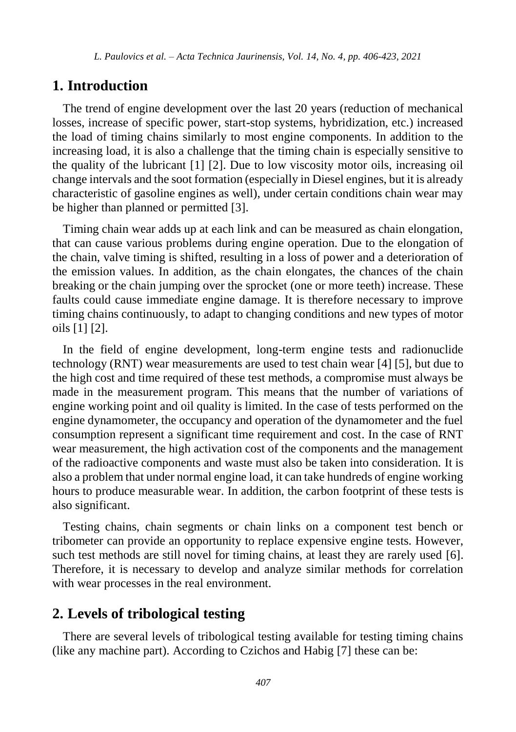## 1. Introduction

The trend of engine development over the last 20 years (reduction of mechanical losses, increase of specific power, start-stop systems, hybridization, etc.) increased the load of timing chains similarly to most engine components. In addition to the increasing load, it is also a challenge that the timing chain is especially sensitive to the quality of the lubricant [1] [2]. Due to low viscosity motor oils, increasing oil change intervals and the soot formation (especially in Diesel engines, but it is already characteristic of gasoline engines as well), under certain conditions chain wear may be higher than planned or permitted [3].

Timing chain wear adds up at each link and can be measured as chain elongation, that can cause various problems during engine operation. Due to the elongation of the chain, valve timing is shifted, resulting in a loss of power and a deterioration of the emission values. In addition, as the chain elongates, the chances of the chain breaking or the chain jumping over the sprocket (one or more teeth) increase. These faults could cause immediate engine damage. It is therefore necessary to improve timing chains continuously, to adapt to changing conditions and new types of motor oils [1] [2].

In the field of engine development, long-term engine tests and radionuclide technology (RNT) wear measurements are used to test chain wear [4] [5], but due to the high cost and time required of these test methods, a compromise must always be made in the measurement program. This means that the number of variations of engine working point and oil quality is limited. In the case of tests performed on the engine dynamometer, the occupancy and operation of the dynamometer and the fuel consumption represent a significant time requirement and cost. In the case of RNT wear measurement, the high activation cost of the components and the management of the radioactive components and waste must also be taken into consideration. It is also a problem that under normal engine load, it can take hundreds of engine working hours to produce measurable wear. In addition, the carbon footprint of these tests is also significant.

Testing chains, chain segments or chain links on a component test bench or tribometer can provide an opportunity to replace expensive engine tests. However, such test methods are still novel for timing chains, at least they are rarely used [6]. Therefore, it is necessary to develop and analyze similar methods for correlation with wear processes in the real environment.

## 2. Levels of tribological testing

There are several levels of tribological testing available for testing timing chains (like any machine part). According to Czichos and Habig [7] these can be: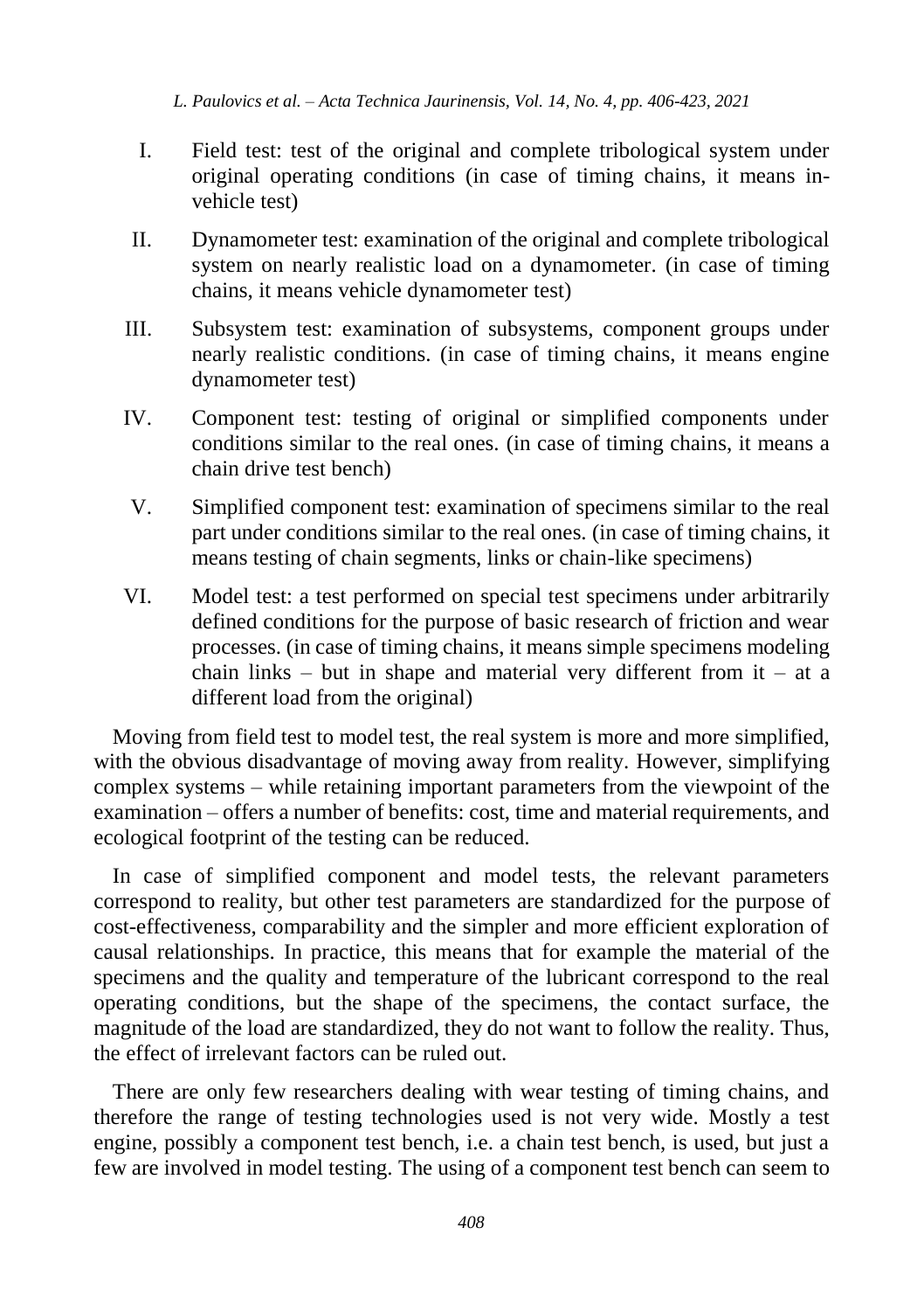I. Field test: test of the original and complete tribological system under original operating conditions (in case of timing chains, it means in-vehicle test)

II. Dynamometer test: examination of the original and complete tribological system on nearly realistic load on a dynamometer. (in case of timing chains, it means vehicle dynamometer test)

III. Subsystem test: examination of subsystems, component groups under nearly realistic conditions. (in case of timing chains, it means engine dynamometer test)

IV. Component test: testing of original or simplified components under conditions similar to the real ones. (in case of timing chains, it means a chain drive test bench)

V. Simplified component test: examination of specimens similar to the real part under conditions similar to the real ones. (in case of timing chains, it means testing of chain segments, links or chain-like specimens)

VI. Model test: a test performed on special test specimens under arbitrarily defined conditions for the purpose of basic research of friction and wear processes. (in case of timing chains, it means simple specimens modeling chain links – but in shape and material very different from it – at a different load from the original)

Moving from field test to model test, the real system is more and more simplified, with the obvious disadvantage of moving away from reality. However, simplifying complex systems – while retaining important parameters from the viewpoint of the examination – offers a number of benefits: cost, time and material requirements, and ecological footprint of the testing can be reduced.

In case of simplified component and model tests, the relevant parameters correspond to reality, but other test parameters are standardized for the purpose of cost-effectiveness, comparability and the simpler and more efficient exploration of causal relationships. In practice, this means that for example the material of the specimens and the quality and temperature of the lubricant correspond to the real operating conditions, but the shape of the specimens, the contact surface, the magnitude of the load are standardized, they do not want to follow the reality. Thus, the effect of irrelevant factors can be ruled out.

There are only few researchers dealing with wear testing of timing chains, and therefore the range of testing technologies used is not very wide. Mostly a test engine, possibly a component test bench, i.e. a chain test bench, is used, but just a few are involved in model testing. The using of a component test bench can seem to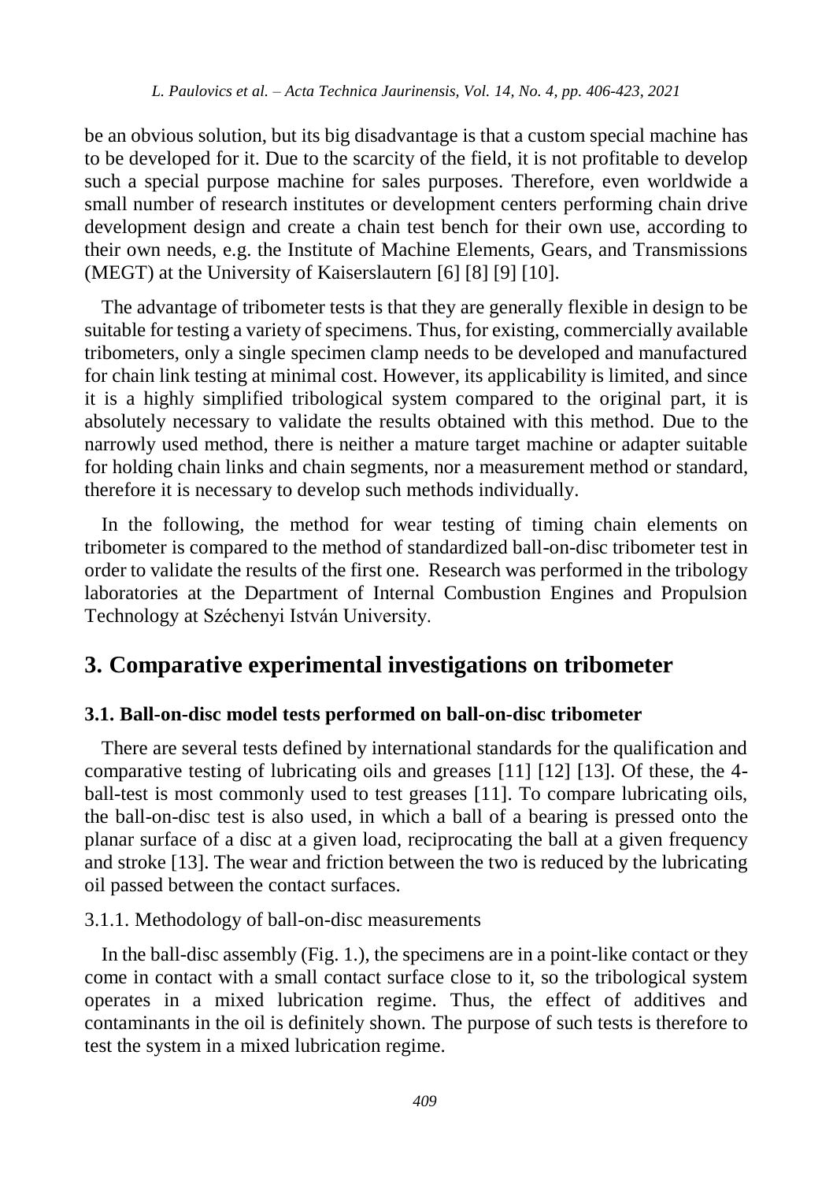be an obvious solution, but its big disadvantage is that a custom special machine has to be developed for it. Due to the scarcity of the field, it is not profitable to develop such a special purpose machine for sales purposes. Therefore, even worldwide a small number of research institutes or development centers performing chain drive development design and create a chain test bench for their own use, according to their own needs, e.g. the Institute of Machine Elements, Gears, and Transmissions (MEGT) at the University of Kaiserslautern [6] [8] [9] [10].

The advantage of tribometer tests is that they are generally flexible in design to be suitable for testing a variety of specimens. Thus, for existing, commercially available tribometers, only a single specimen clamp needs to be developed and manufactured for chain link testing at minimal cost. However, its applicability is limited, and since it is a highly simplified tribological system compared to the original part, it is absolutely necessary to validate the results obtained with this method. Due to the narrowly used method, there is neither a mature target machine or adapter suitable for holding chain links and chain segments, nor a measurement method or standard, therefore it is necessary to develop such methods individually.

In the following, the method for wear testing of timing chain elements on tribometer is compared to the method of standardized ball-on-disc tribometer test in order to validate the results of the first one. Research was performed in the tribology laboratories at the Department of Internal Combustion Engines and Propulsion Technology at Széchenyi István University.

## 3. Comparative experimental investigations on tribometer

### 3.1. Ball-on-disc model tests performed on ball-on-disc tribometer

There are several tests defined by international standards for the qualification and comparative testing of lubricating oils and greases [11] [12] [13]. Of these, the 4-ball-test is most commonly used to test greases [11]. To compare lubricating oils, the ball-on-disc test is also used, in which a ball of a bearing is pressed onto the planar surface of a disc at a given load, reciprocating the ball at a given frequency and stroke [13]. The wear and friction between the two is reduced by the lubricating oil passed between the contact surfaces.

#### 3.1.1. Methodology of ball-on-disc measurements

In the ball-disc assembly (Fig. 1.), the specimens are in a point-like contact or they come in contact with a small contact surface close to it, so the tribological system operates in a mixed lubrication regime. Thus, the effect of additives and contaminants in the oil is definitely shown. The purpose of such tests is therefore to test the system in a mixed lubrication regime.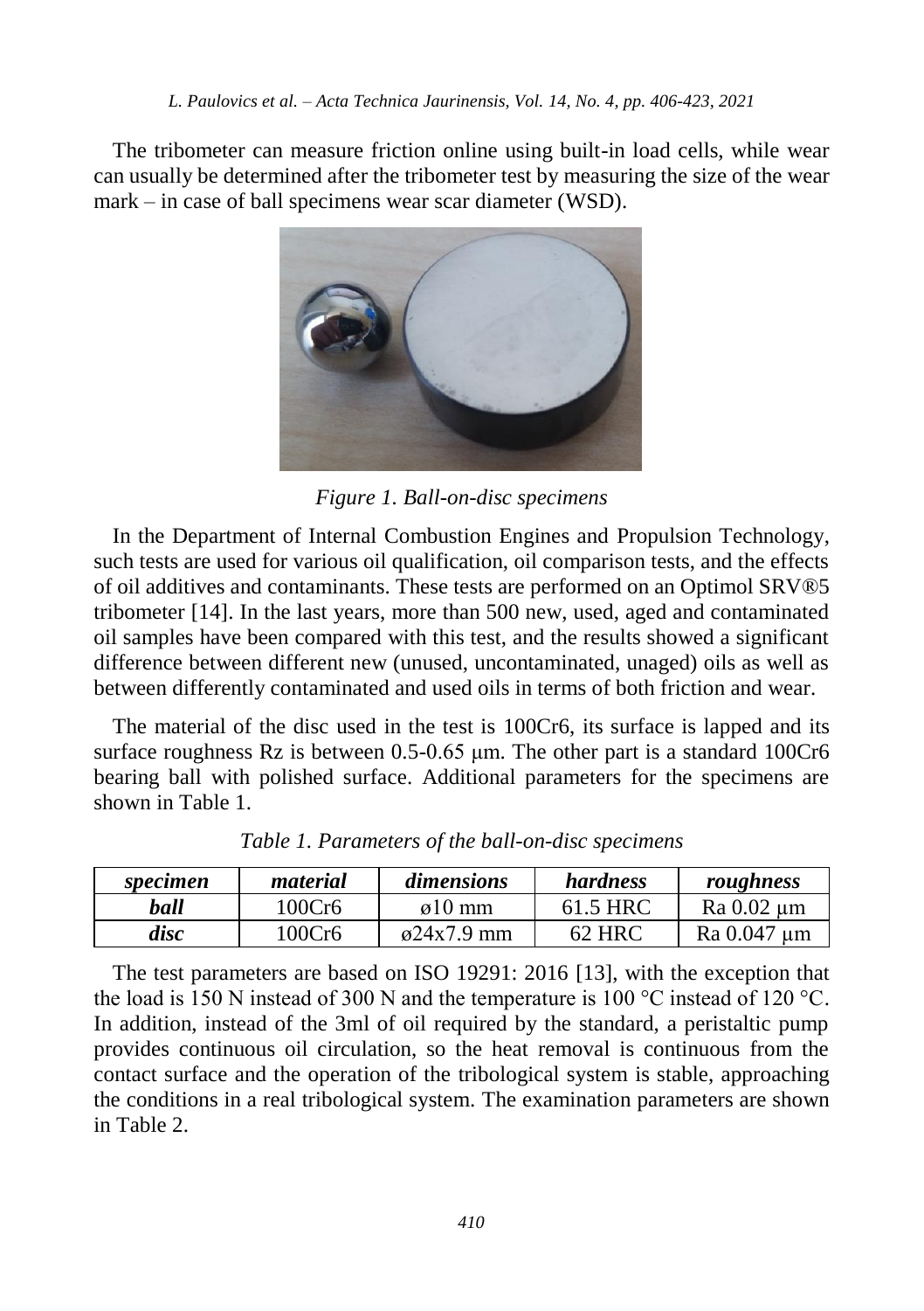The tribometer can measure friction online using built-in load cells, while wear can usually be determined after the tribometer test by measuring the size of the wear mark – in case of ball specimens wear scar diameter (WSD).

*Figure 1. Ball-on-disc specimens*

In the Department of Internal Combustion Engines and Propulsion Technology, such tests are used for various oil qualification, oil comparison tests, and the effects of oil additives and contaminants. These tests are performed on an Optimol SRV®5 tribometer [14]. In the last years, more than 500 new, used, aged and contaminated oil samples have been compared with this test, and the results showed a significant difference between different new (unused, uncontaminated, unaged) oils as well as between differently contaminated and used oils in terms of both friction and wear.

The material of the disc used in the test is 100Cr6, its surface is lapped and its surface roughness Rz is between 0.5-0.65 μm. The other part is a standard 100Cr6 bearing ball with polished surface. Additional parameters for the specimens are shown in Table 1.

*Table 1. Parameters of the ball-on-disc specimens*

| *specimen* | *material* | *dimensions* | *hardness* | *roughness* |
|---|---|---|---|---|
| ***ball*** | 100Cr6 | ø10 mm | 61.5 HRC | Ra 0.02 μm |
| ***disc*** | 100Cr6 | ø24x7.9 mm | 62 HRC | Ra 0.047 μm |

The test parameters are based on ISO 19291: 2016 [13], with the exception that the load is 150 N instead of 300 N and the temperature is 100 °C instead of 120 °C. In addition, instead of the 3ml of oil required by the standard, a peristaltic pump provides continuous oil circulation, so the heat removal is continuous from the contact surface and the operation of the tribological system is stable, approaching the conditions in a real tribological system. The examination parameters are shown in Table 2.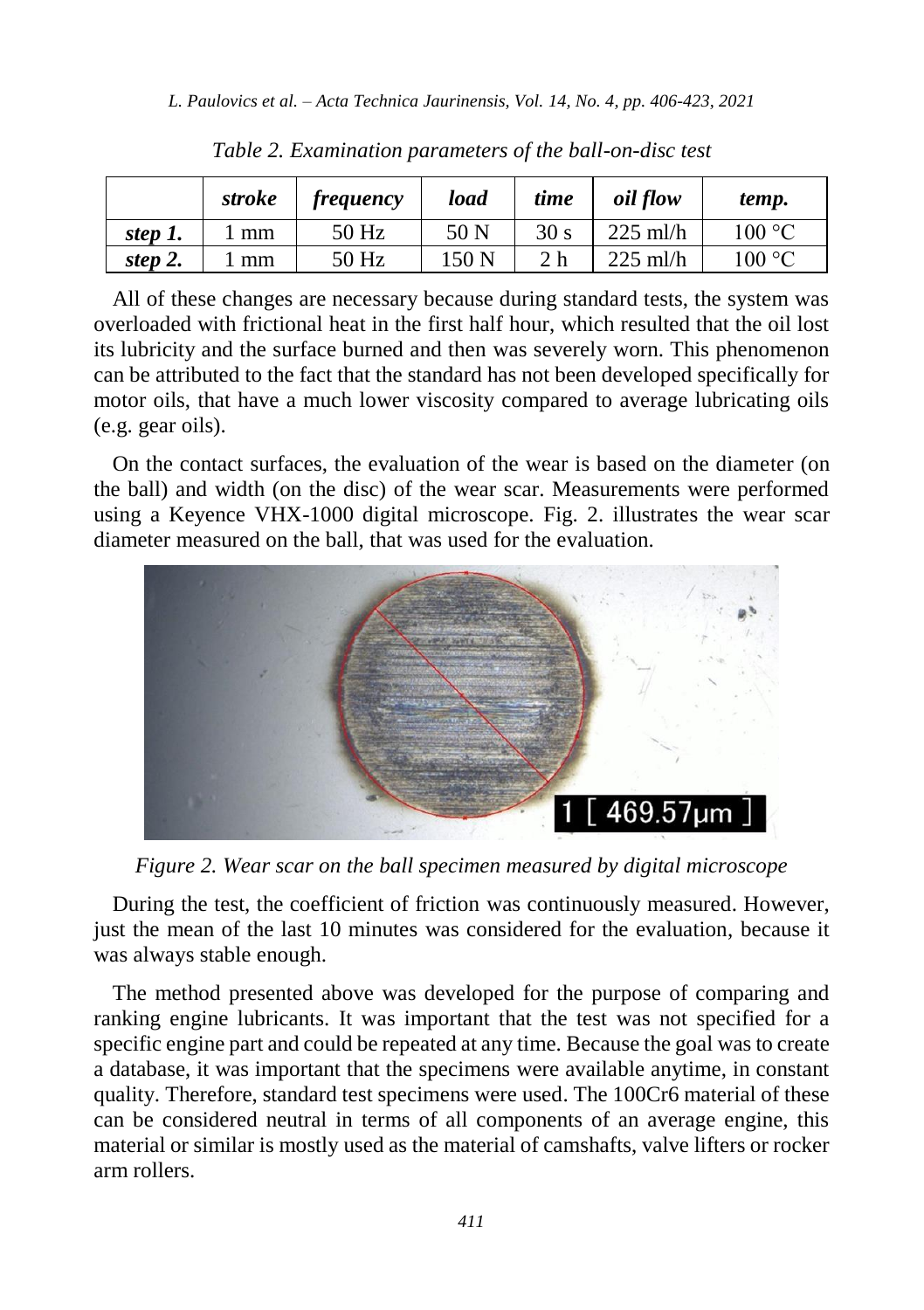*Table 2. Examination parameters of the ball-on-disc test*

| | *stroke* | *frequency* | *load* | *time* | *oil flow* | *temp.* |
|---|---|---|---|---|---|---|
| ***step 1.*** | 1 mm | 50 Hz | 50 N | 30 s | 225 ml/h | 100 °C |
| ***step 2.*** | 1 mm | 50 Hz | 150 N | 2 h | 225 ml/h | 100 °C |

All of these changes are necessary because during standard tests, the system was overloaded with frictional heat in the first half hour, which resulted that the oil lost its lubricity and the surface burned and then was severely worn. This phenomenon can be attributed to the fact that the standard has not been developed specifically for motor oils, that have a much lower viscosity compared to average lubricating oils (e.g. gear oils).

On the contact surfaces, the evaluation of the wear is based on the diameter (on the ball) and width (on the disc) of the wear scar. Measurements were performed using a Keyence VHX-1000 digital microscope. Fig. 2. illustrates the wear scar diameter measured on the ball, that was used for the evaluation.

*Figure 2. Wear scar on the ball specimen measured by digital microscope*

During the test, the coefficient of friction was continuously measured. However, just the mean of the last 10 minutes was considered for the evaluation, because it was always stable enough.

The method presented above was developed for the purpose of comparing and ranking engine lubricants. It was important that the test was not specified for a specific engine part and could be repeated at any time. Because the goal was to create a database, it was important that the specimens were available anytime, in constant quality. Therefore, standard test specimens were used. The 100Cr6 material of these can be considered neutral in terms of all components of an average engine, this material or similar is mostly used as the material of camshafts, valve lifters or rocker arm rollers.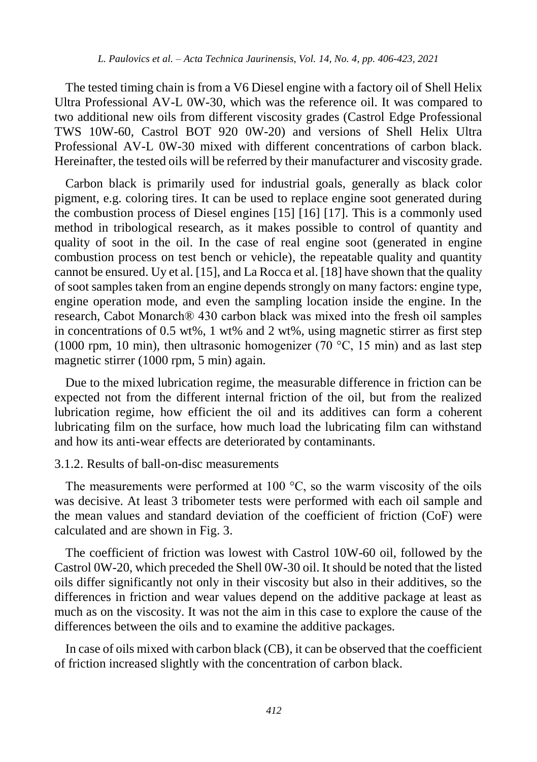The tested timing chain is from a V6 Diesel engine with a factory oil of Shell Helix Ultra Professional AV-L 0W-30, which was the reference oil. It was compared to two additional new oils from different viscosity grades (Castrol Edge Professional TWS 10W-60, Castrol BOT 920 0W-20) and versions of Shell Helix Ultra Professional AV-L 0W-30 mixed with different concentrations of carbon black. Hereinafter, the tested oils will be referred by their manufacturer and viscosity grade.

Carbon black is primarily used for industrial goals, generally as black color pigment, e.g. coloring tires. It can be used to replace engine soot generated during the combustion process of Diesel engines [15] [16] [17]. This is a commonly used method in tribological research, as it makes possible to control of quantity and quality of soot in the oil. In the case of real engine soot (generated in engine combustion process on test bench or vehicle), the repeatable quality and quantity cannot be ensured. Uy et al. [15], and La Rocca et al. [18] have shown that the quality of soot samples taken from an engine depends strongly on many factors: engine type, engine operation mode, and even the sampling location inside the engine. In the research, Cabot Monarch® 430 carbon black was mixed into the fresh oil samples in concentrations of 0.5 wt%, 1 wt% and 2 wt%, using magnetic stirrer as first step (1000 rpm, 10 min), then ultrasonic homogenizer (70 °C, 15 min) and as last step magnetic stirrer (1000 rpm, 5 min) again.

Due to the mixed lubrication regime, the measurable difference in friction can be expected not from the different internal friction of the oil, but from the realized lubrication regime, how efficient the oil and its additives can form a coherent lubricating film on the surface, how much load the lubricating film can withstand and how its anti-wear effects are deteriorated by contaminants.

### 3.1.2. Results of ball-on-disc measurements

The measurements were performed at 100 °C, so the warm viscosity of the oils was decisive. At least 3 tribometer tests were performed with each oil sample and the mean values and standard deviation of the coefficient of friction (CoF) were calculated and are shown in Fig. 3.

The coefficient of friction was lowest with Castrol 10W-60 oil, followed by the Castrol 0W-20, which preceded the Shell 0W-30 oil. It should be noted that the listed oils differ significantly not only in their viscosity but also in their additives, so the differences in friction and wear values depend on the additive package at least as much as on the viscosity. It was not the aim in this case to explore the cause of the differences between the oils and to examine the additive packages.

In case of oils mixed with carbon black (CB), it can be observed that the coefficient of friction increased slightly with the concentration of carbon black.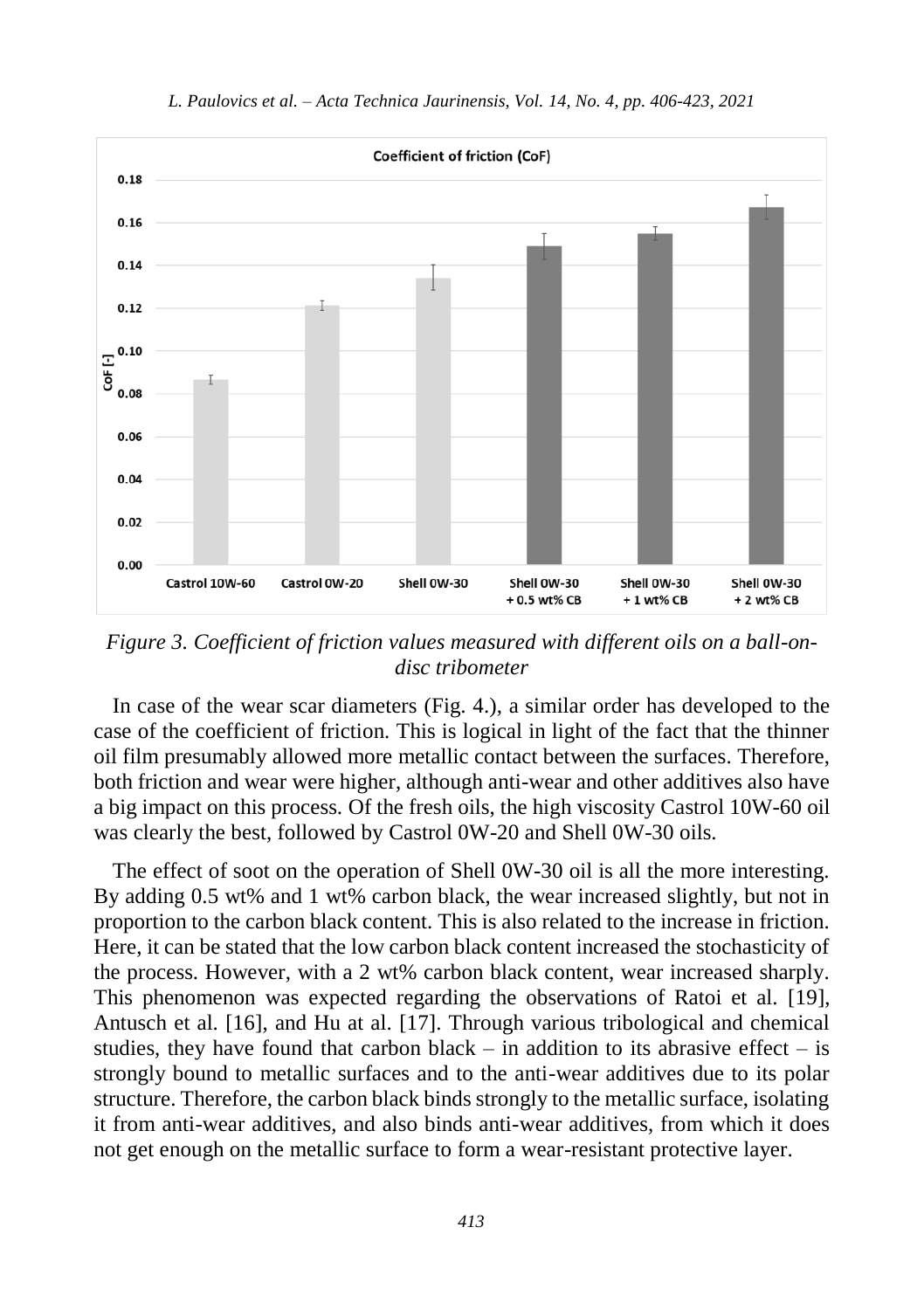*Figure 3. Coefficient of friction values measured with different oils on a ball-on-disc tribometer*

In case of the wear scar diameters (Fig. 4.), a similar order has developed to the case of the coefficient of friction. This is logical in light of the fact that the thinner oil film presumably allowed more metallic contact between the surfaces. Therefore, both friction and wear were higher, although anti-wear and other additives also have a big impact on this process. Of the fresh oils, the high viscosity Castrol 10W-60 oil was clearly the best, followed by Castrol 0W-20 and Shell 0W-30 oils.

The effect of soot on the operation of Shell 0W-30 oil is all the more interesting. By adding 0.5 wt% and 1 wt% carbon black, the wear increased slightly, but not in proportion to the carbon black content. This is also related to the increase in friction. Here, it can be stated that the low carbon black content increased the stochasticity of the process. However, with a 2 wt% carbon black content, wear increased sharply. This phenomenon was expected regarding the observations of Ratoi et al. [19], Antusch et al. [16], and Hu at al. [17]. Through various tribological and chemical studies, they have found that carbon black – in addition to its abrasive effect – is strongly bound to metallic surfaces and to the anti-wear additives due to its polar structure. Therefore, the carbon black binds strongly to the metallic surface, isolating it from anti-wear additives, and also binds anti-wear additives, from which it does not get enough on the metallic surface to form a wear-resistant protective layer.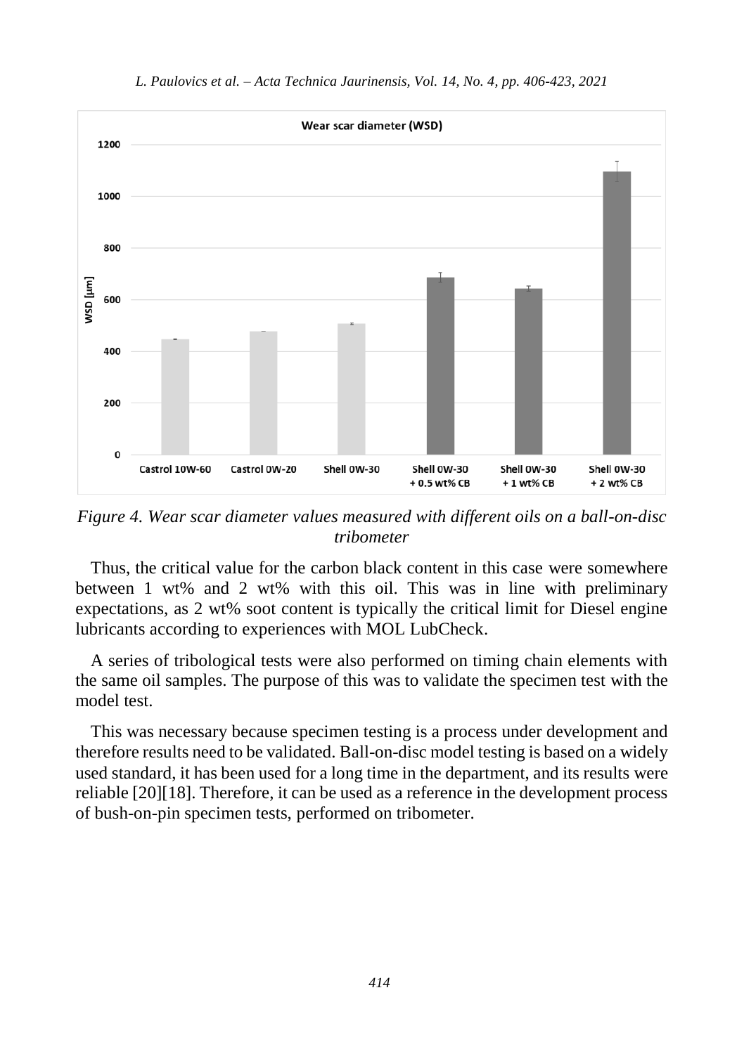*Figure 4. Wear scar diameter values measured with different oils on a ball-on-disc tribometer*

Thus, the critical value for the carbon black content in this case were somewhere between 1 wt% and 2 wt% with this oil. This was in line with preliminary expectations, as 2 wt% soot content is typically the critical limit for Diesel engine lubricants according to experiences with MOL LubCheck.

A series of tribological tests were also performed on timing chain elements with the same oil samples. The purpose of this was to validate the specimen test with the model test.

This was necessary because specimen testing is a process under development and therefore results need to be validated. Ball-on-disc model testing is based on a widely used standard, it has been used for a long time in the department, and its results were reliable [20][18]. Therefore, it can be used as a reference in the development process of bush-on-pin specimen tests, performed on tribometer.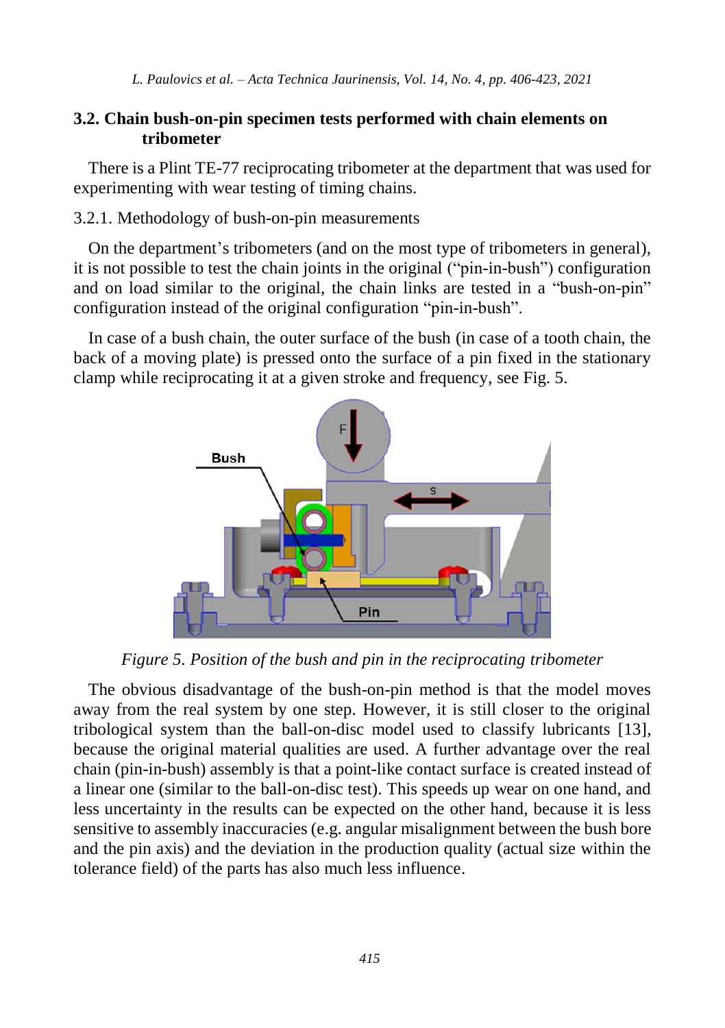### 3.2. Chain bush-on-pin specimen tests performed with chain elements on tribometer

There is a Plint TE-77 reciprocating tribometer at the department that was used for experimenting with wear testing of timing chains.

3.2.1. Methodology of bush-on-pin measurements

On the department's tribometers (and on the most type of tribometers in general), it is not possible to test the chain joints in the original ("pin-in-bush") configuration and on load similar to the original, the chain links are tested in a "bush-on-pin" configuration instead of the original configuration "pin-in-bush".

In case of a bush chain, the outer surface of the bush (in case of a tooth chain, the back of a moving plate) is pressed onto the surface of a pin fixed in the stationary clamp while reciprocating it at a given stroke and frequency, see Fig. 5.

*Figure 5. Position of the bush and pin in the reciprocating tribometer*

The obvious disadvantage of the bush-on-pin method is that the model moves away from the real system by one step. However, it is still closer to the original tribological system than the ball-on-disc model used to classify lubricants [13], because the original material qualities are used. A further advantage over the real chain (pin-in-bush) assembly is that a point-like contact surface is created instead of a linear one (similar to the ball-on-disc test). This speeds up wear on one hand, and less uncertainty in the results can be expected on the other hand, because it is less sensitive to assembly inaccuracies (e.g. angular misalignment between the bush bore and the pin axis) and the deviation in the production quality (actual size within the tolerance field) of the parts has also much less influence.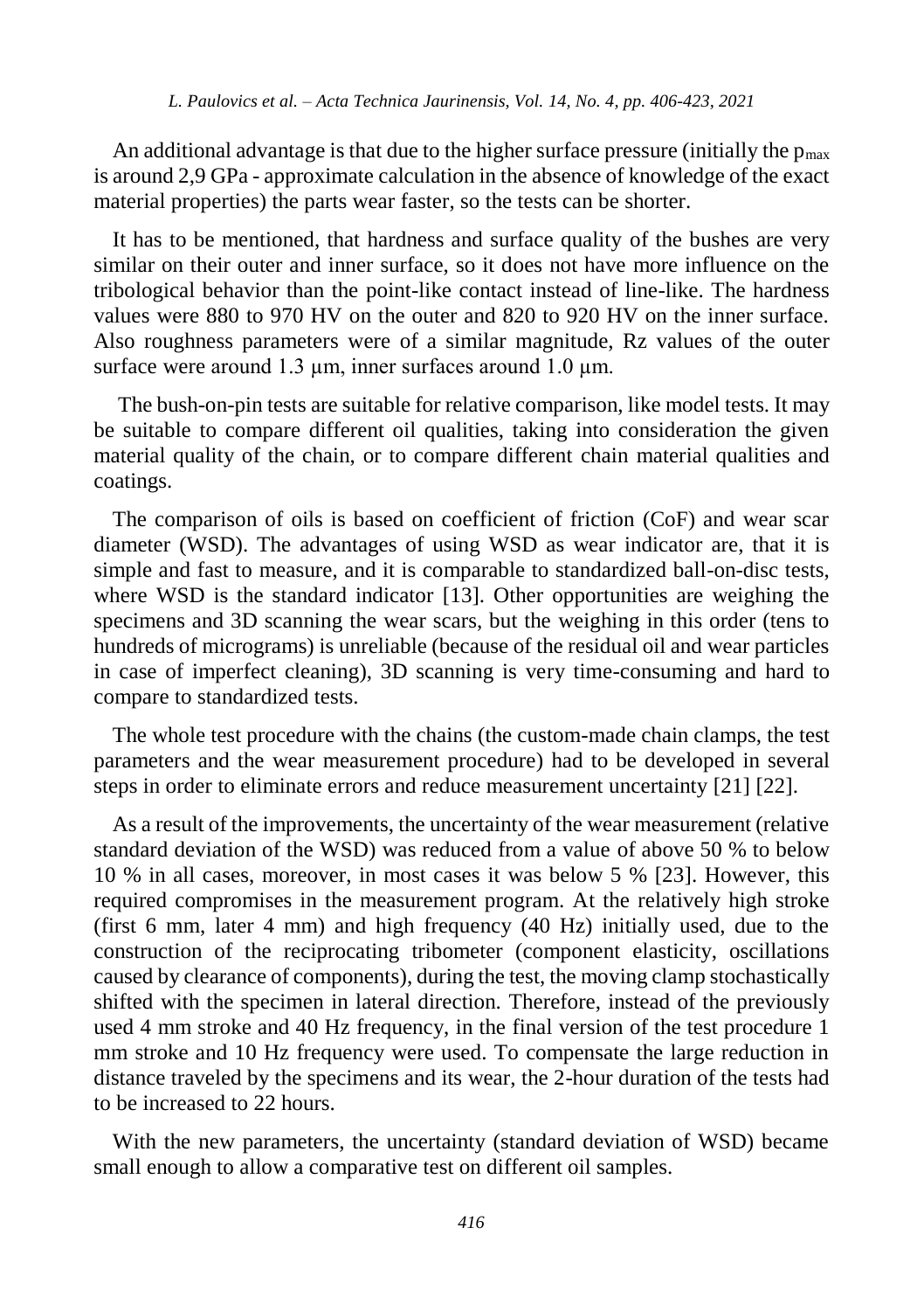An additional advantage is that due to the higher surface pressure (initially the $p_{max}$ is around 2,9 GPa - approximate calculation in the absence of knowledge of the exact material properties) the parts wear faster, so the tests can be shorter.

It has to be mentioned, that hardness and surface quality of the bushes are very similar on their outer and inner surface, so it does not have more influence on the tribological behavior than the point-like contact instead of line-like. The hardness values were 880 to 970 HV on the outer and 820 to 920 HV on the inner surface. Also roughness parameters were of a similar magnitude, Rz values of the outer surface were around 1.3 μm, inner surfaces around 1.0 μm.

The bush-on-pin tests are suitable for relative comparison, like model tests. It may be suitable to compare different oil qualities, taking into consideration the given material quality of the chain, or to compare different chain material qualities and coatings.

The comparison of oils is based on coefficient of friction (CoF) and wear scar diameter (WSD). The advantages of using WSD as wear indicator are, that it is simple and fast to measure, and it is comparable to standardized ball-on-disc tests, where WSD is the standard indicator [13]. Other opportunities are weighing the specimens and 3D scanning the wear scars, but the weighing in this order (tens to hundreds of micrograms) is unreliable (because of the residual oil and wear particles in case of imperfect cleaning), 3D scanning is very time-consuming and hard to compare to standardized tests.

The whole test procedure with the chains (the custom-made chain clamps, the test parameters and the wear measurement procedure) had to be developed in several steps in order to eliminate errors and reduce measurement uncertainty [21] [22].

As a result of the improvements, the uncertainty of the wear measurement (relative standard deviation of the WSD) was reduced from a value of above 50 % to below 10 % in all cases, moreover, in most cases it was below 5 % [23]. However, this required compromises in the measurement program. At the relatively high stroke (first 6 mm, later 4 mm) and high frequency (40 Hz) initially used, due to the construction of the reciprocating tribometer (component elasticity, oscillations caused by clearance of components), during the test, the moving clamp stochastically shifted with the specimen in lateral direction. Therefore, instead of the previously used 4 mm stroke and 40 Hz frequency, in the final version of the test procedure 1 mm stroke and 10 Hz frequency were used. To compensate the large reduction in distance traveled by the specimens and its wear, the 2-hour duration of the tests had to be increased to 22 hours.

With the new parameters, the uncertainty (standard deviation of WSD) became small enough to allow a comparative test on different oil samples.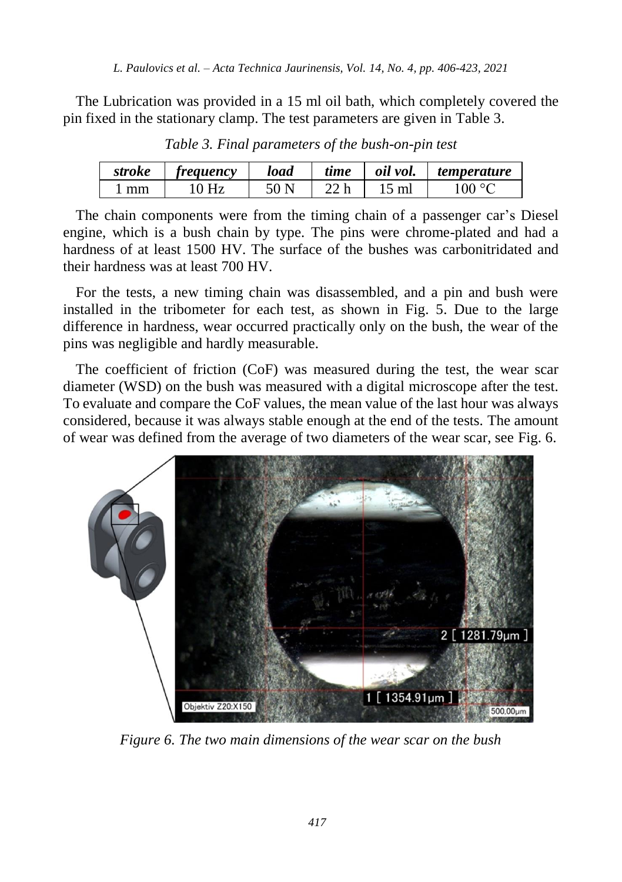The Lubrication was provided in a 15 ml oil bath, which completely covered the pin fixed in the stationary clamp. The test parameters are given in Table 3.

*Table 3. Final parameters of the bush-on-pin test*

| *stroke* | *frequency* | *load* | *time* | *oil vol.* | *temperature* |
|---|---|---|---|---|---|
| 1 mm | 10 Hz | 50 N | 22 h | 15 ml | 100 °C |

The chain components were from the timing chain of a passenger car's Diesel engine, which is a bush chain by type. The pins were chrome-plated and had a hardness of at least 1500 HV. The surface of the bushes was carbonitridated and their hardness was at least 700 HV.

For the tests, a new timing chain was disassembled, and a pin and bush were installed in the tribometer for each test, as shown in Fig. 5. Due to the large difference in hardness, wear occurred practically only on the bush, the wear of the pins was negligible and hardly measurable.

The coefficient of friction (CoF) was measured during the test, the wear scar diameter (WSD) on the bush was measured with a digital microscope after the test. To evaluate and compare the CoF values, the mean value of the last hour was always considered, because it was always stable enough at the end of the tests. The amount of wear was defined from the average of two diameters of the wear scar, see Fig. 6.

*Figure 6. The two main dimensions of the wear scar on the bush*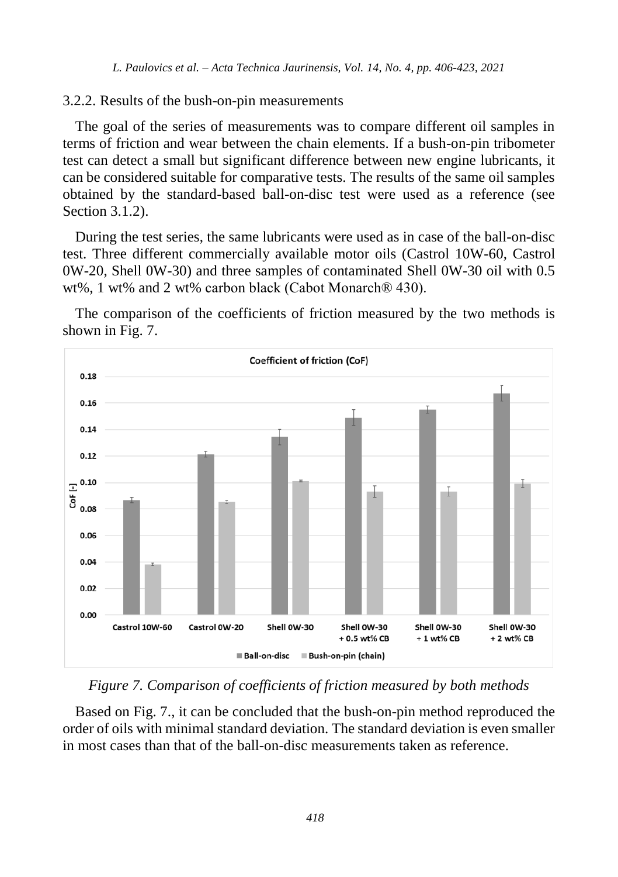### 3.2.2. Results of the bush-on-pin measurements

The goal of the series of measurements was to compare different oil samples in terms of friction and wear between the chain elements. If a bush-on-pin tribometer test can detect a small but significant difference between new engine lubricants, it can be considered suitable for comparative tests. The results of the same oil samples obtained by the standard-based ball-on-disc test were used as a reference (see Section 3.1.2).

During the test series, the same lubricants were used as in case of the ball-on-disc test. Three different commercially available motor oils (Castrol 10W-60, Castrol 0W-20, Shell 0W-30) and three samples of contaminated Shell 0W-30 oil with 0.5 wt%, 1 wt% and 2 wt% carbon black (Cabot Monarch® 430).

The comparison of the coefficients of friction measured by the two methods is shown in Fig. 7.

*Figure 7. Comparison of coefficients of friction measured by both methods*

Based on Fig. 7., it can be concluded that the bush-on-pin method reproduced the order of oils with minimal standard deviation. The standard deviation is even smaller in most cases than that of the ball-on-disc measurements taken as reference.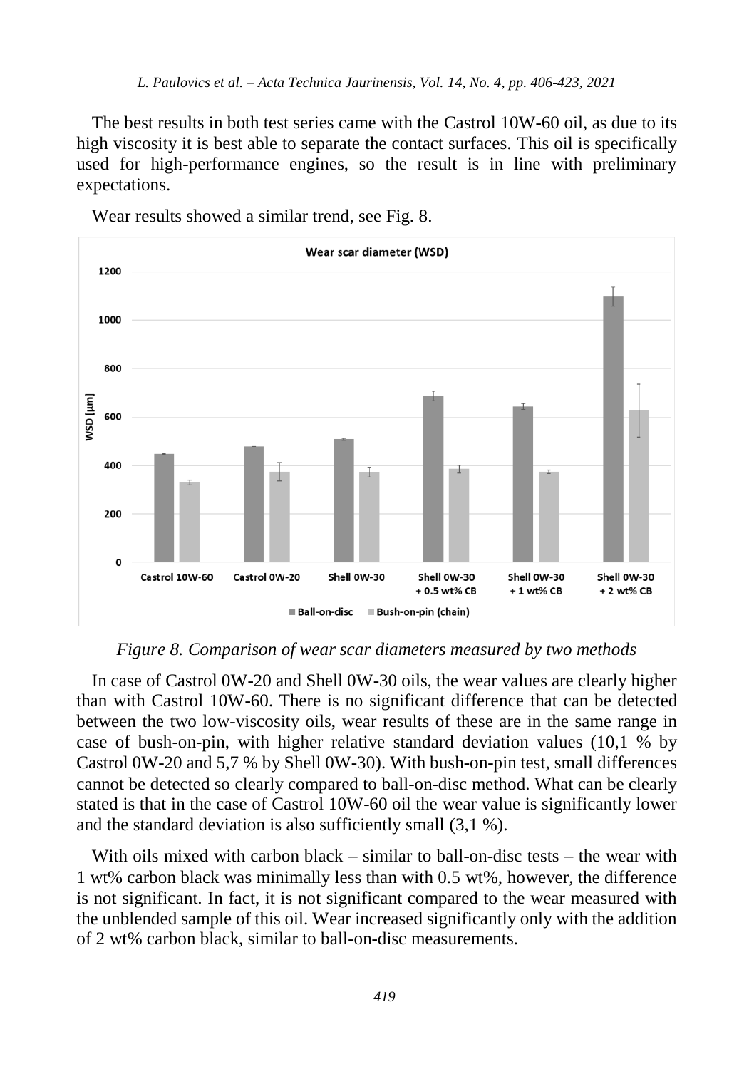The best results in both test series came with the Castrol 10W-60 oil, as due to its high viscosity it is best able to separate the contact surfaces. This oil is specifically used for high-performance engines, so the result is in line with preliminary expectations.

Wear results showed a similar trend, see Fig. 8.

*Figure 8. Comparison of wear scar diameters measured by two methods*

In case of Castrol 0W-20 and Shell 0W-30 oils, the wear values are clearly higher than with Castrol 10W-60. There is no significant difference that can be detected between the two low-viscosity oils, wear results of these are in the same range in case of bush-on-pin, with higher relative standard deviation values (10,1 % by Castrol 0W-20 and 5,7 % by Shell 0W-30). With bush-on-pin test, small differences cannot be detected so clearly compared to ball-on-disc method. What can be clearly stated is that in the case of Castrol 10W-60 oil the wear value is significantly lower and the standard deviation is also sufficiently small (3,1 %).

With oils mixed with carbon black – similar to ball-on-disc tests – the wear with 1 wt% carbon black was minimally less than with 0.5 wt%, however, the difference is not significant. In fact, it is not significant compared to the wear measured with the unblended sample of this oil. Wear increased significantly only with the addition of 2 wt% carbon black, similar to ball-on-disc measurements.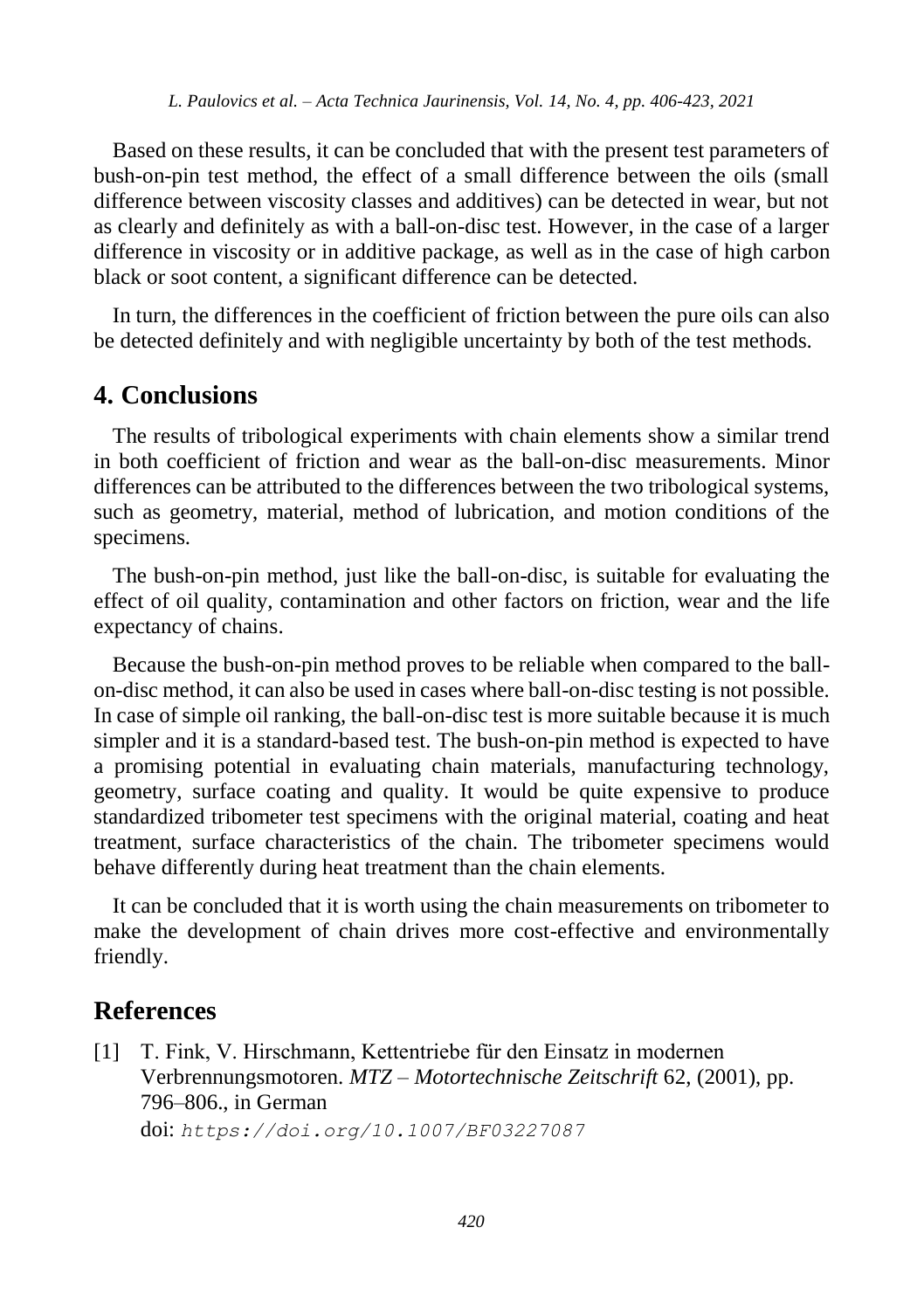Based on these results, it can be concluded that with the present test parameters of bush-on-pin test method, the effect of a small difference between the oils (small difference between viscosity classes and additives) can be detected in wear, but not as clearly and definitely as with a ball-on-disc test. However, in the case of a larger difference in viscosity or in additive package, as well as in the case of high carbon black or soot content, a significant difference can be detected.

In turn, the differences in the coefficient of friction between the pure oils can also be detected definitely and with negligible uncertainty by both of the test methods.

## 4. Conclusions

The results of tribological experiments with chain elements show a similar trend in both coefficient of friction and wear as the ball-on-disc measurements. Minor differences can be attributed to the differences between the two tribological systems, such as geometry, material, method of lubrication, and motion conditions of the specimens.

The bush-on-pin method, just like the ball-on-disc, is suitable for evaluating the effect of oil quality, contamination and other factors on friction, wear and the life expectancy of chains.

Because the bush-on-pin method proves to be reliable when compared to the ball-on-disc method, it can also be used in cases where ball-on-disc testing is not possible. In case of simple oil ranking, the ball-on-disc test is more suitable because it is much simpler and it is a standard-based test. The bush-on-pin method is expected to have a promising potential in evaluating chain materials, manufacturing technology, geometry, surface coating and quality. It would be quite expensive to produce standardized tribometer test specimens with the original material, coating and heat treatment, surface characteristics of the chain. The tribometer specimens would behave differently during heat treatment than the chain elements.

It can be concluded that it is worth using the chain measurements on tribometer to make the development of chain drives more cost-effective and environmentally friendly.

## References

[1] T. Fink, V. Hirschmann, Kettentriebe für den Einsatz in modernen Verbrennungsmotoren. *MTZ – Motortechnische Zeitschrift* 62, (2001), pp. 796–806., in German
doi: `https://doi.org/10.1007/BF03227087`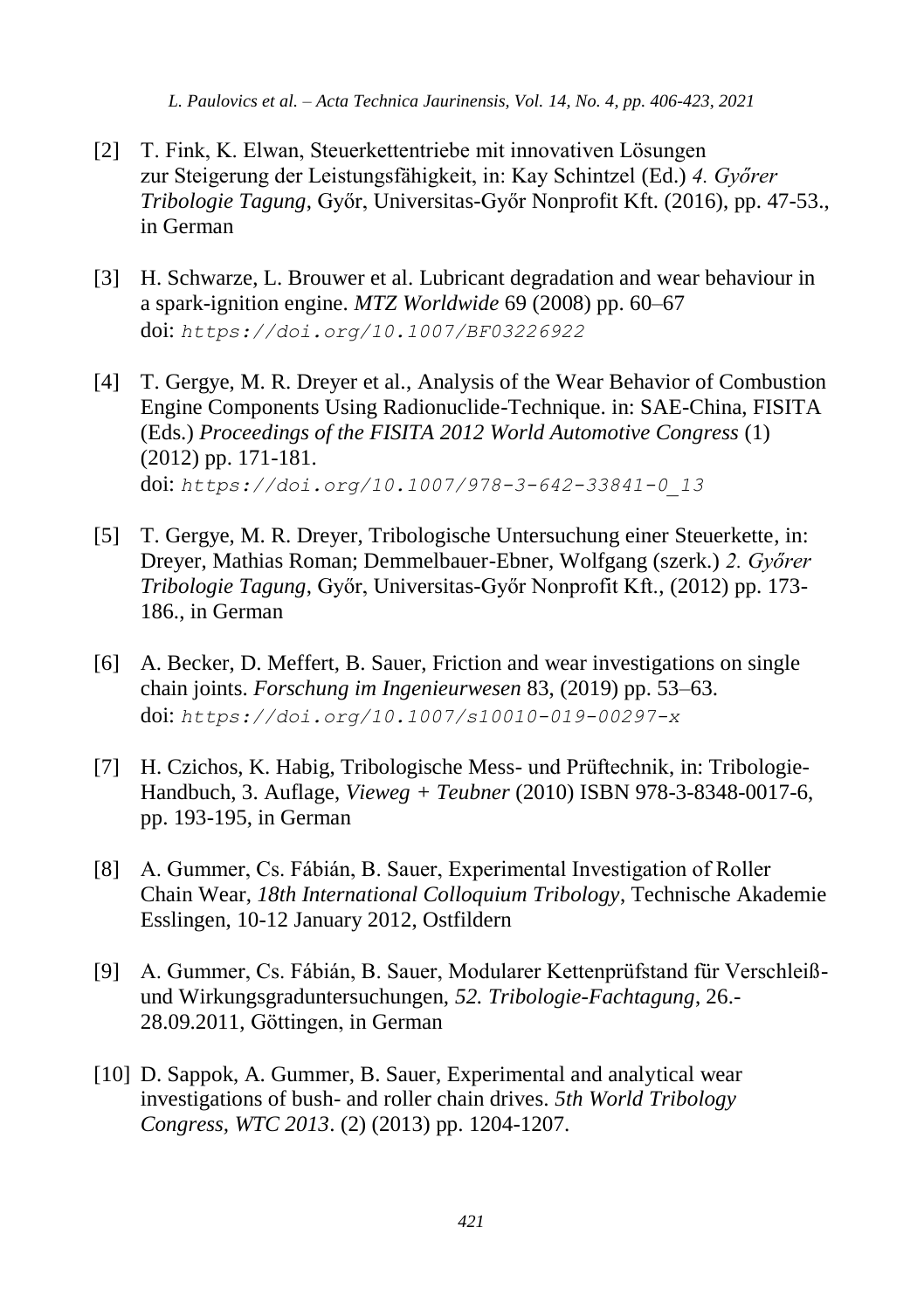[2] T. Fink, K. Elwan, Steuerkettentriebe mit innovativen Lösungen zur Steigerung der Leistungsfähigkeit, in: Kay Schintzel (Ed.) *4. Győrer Tribologie Tagung*, Győr, Universitas-Győr Nonprofit Kft. (2016), pp. 47-53., in German

[3] H. Schwarze, L. Brouwer et al. Lubricant degradation and wear behaviour in a spark-ignition engine. *MTZ Worldwide* 69 (2008) pp. 60–67 doi: `https://doi.org/10.1007/BF03226922`

[4] T. Gergye, M. R. Dreyer et al., Analysis of the Wear Behavior of Combustion Engine Components Using Radionuclide-Technique. in: SAE-China, FISITA (Eds.) *Proceedings of the FISITA 2012 World Automotive Congress* (1) (2012) pp. 171-181. doi: `https://doi.org/10.1007/978-3-642-33841-0_13`

[5] T. Gergye, M. R. Dreyer, Tribologische Untersuchung einer Steuerkette, in: Dreyer, Mathias Roman; Demmelbauer-Ebner, Wolfgang (szerk.) *2. Győrer Tribologie Tagung*, Győr, Universitas-Győr Nonprofit Kft., (2012) pp. 173-186., in German

[6] A. Becker, D. Meffert, B. Sauer, Friction and wear investigations on single chain joints. *Forschung im Ingenieurwesen* 83, (2019) pp. 53–63. doi: `https://doi.org/10.1007/s10010-019-00297-x`

[7] H. Czichos, K. Habig, Tribologische Mess- und Prüftechnik, in: Tribologie-Handbuch, 3. Auflage, *Vieweg + Teubner* (2010) ISBN 978-3-8348-0017-6, pp. 193-195, in German

[8] A. Gummer, Cs. Fábián, B. Sauer, Experimental Investigation of Roller Chain Wear, *18th International Colloquium Tribology*, Technische Akademie Esslingen, 10-12 January 2012, Ostfildern

[9] A. Gummer, Cs. Fábián, B. Sauer, Modularer Kettenprüfstand für Verschleiß- und Wirkungsgraduntersuchungen, *52. Tribologie-Fachtagung*, 26.-28.09.2011, Göttingen, in German

[10] D. Sappok, A. Gummer, B. Sauer, Experimental and analytical wear investigations of bush- and roller chain drives. *5th World Tribology Congress, WTC 2013*. (2) (2013) pp. 1204-1207.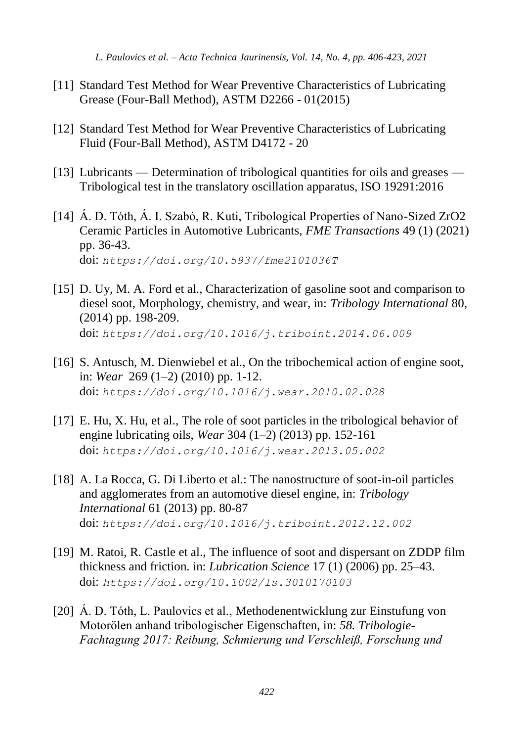[11] Standard Test Method for Wear Preventive Characteristics of Lubricating Grease (Four-Ball Method), ASTM D2266 - 01(2015)

[12] Standard Test Method for Wear Preventive Characteristics of Lubricating Fluid (Four-Ball Method), ASTM D4172 - 20

[13] Lubricants — Determination of tribological quantities for oils and greases — Tribological test in the translatory oscillation apparatus, ISO 19291:2016

[14] Á. D. Tóth, Á. I. Szabó, R. Kuti, Tribological Properties of Nano-Sized ZrO2 Ceramic Particles in Automotive Lubricants, *FME Transactions* 49 (1) (2021) pp. 36-43.
doi: `https://doi.org/10.5937/fme2101036T`

[15] D. Uy, M. A. Ford et al., Characterization of gasoline soot and comparison to diesel soot, Morphology, chemistry, and wear, in: *Tribology International* 80, (2014) pp. 198-209.
doi: `https://doi.org/10.1016/j.triboint.2014.06.009`

[16] S. Antusch, M. Dienwiebel et al., On the tribochemical action of engine soot, in: *Wear* 269 (1–2) (2010) pp. 1-12.
doi: `https://doi.org/10.1016/j.wear.2010.02.028`

[17] E. Hu, X. Hu, et al., The role of soot particles in the tribological behavior of engine lubricating oils, *Wear* 304 (1–2) (2013) pp. 152-161
doi: `https://doi.org/10.1016/j.wear.2013.05.002`

[18] A. La Rocca, G. Di Liberto et al.: The nanostructure of soot-in-oil particles and agglomerates from an automotive diesel engine, in: *Tribology International* 61 (2013) pp. 80-87
doi: `https://doi.org/10.1016/j.triboint.2012.12.002`

[19] M. Ratoi, R. Castle et al., The influence of soot and dispersant on ZDDP film thickness and friction. in: *Lubrication Science* 17 (1) (2006) pp. 25–43.
doi: `https://doi.org/10.1002/ls.3010170103`

[20] Á. D. Tóth, L. Paulovics et al., Methodenentwicklung zur Einstufung von Motorölen anhand tribologischer Eigenschaften, in: *58. Tribologie-Fachtagung 2017: Reibung, Schmierung und Verschleiß, Forschung und*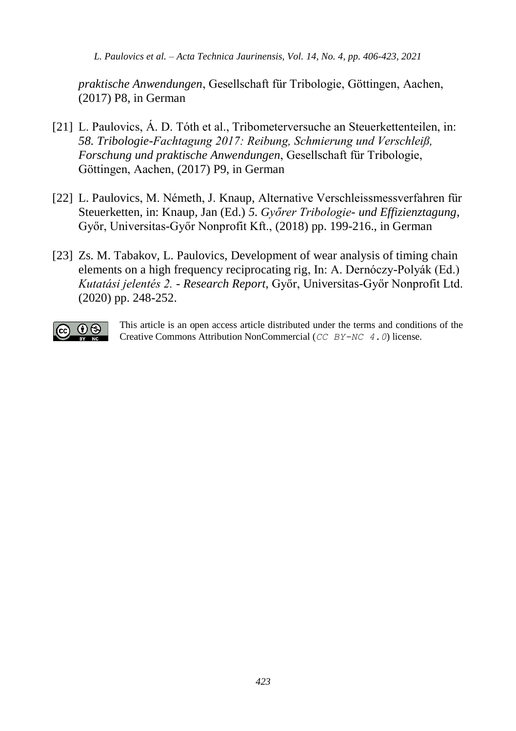*praktische Anwendungen*, Gesellschaft für Tribologie, Göttingen, Aachen, (2017) P8, in German

[21] L. Paulovics, Á. D. Tóth et al., Tribometerversuche an Steuerkettenteilen, in: *58. Tribologie-Fachtagung 2017: Reibung, Schmierung und Verschleiß, Forschung und praktische Anwendungen*, Gesellschaft für Tribologie, Göttingen, Aachen, (2017) P9, in German

[22] L. Paulovics, M. Németh, J. Knaup, Alternative Verschleissmessverfahren für Steuerketten, in: Knaup, Jan (Ed.) *5. Győrer Tribologie- und Effizienztagung*, Győr, Universitas-Győr Nonprofit Kft., (2018) pp. 199-216., in German

[23] Zs. M. Tabakov, L. Paulovics, Development of wear analysis of timing chain elements on a high frequency reciprocating rig, In: A. Dernóczy-Polyák (Ed.) *Kutatási jelentés 2. - Research Report*, Győr, Universitas-Győr Nonprofit Ltd. (2020) pp. 248-252.

This article is an open access article distributed under the terms and conditions of the Creative Commons Attribution NonCommercial (*CC BY-NC 4.0*) license.